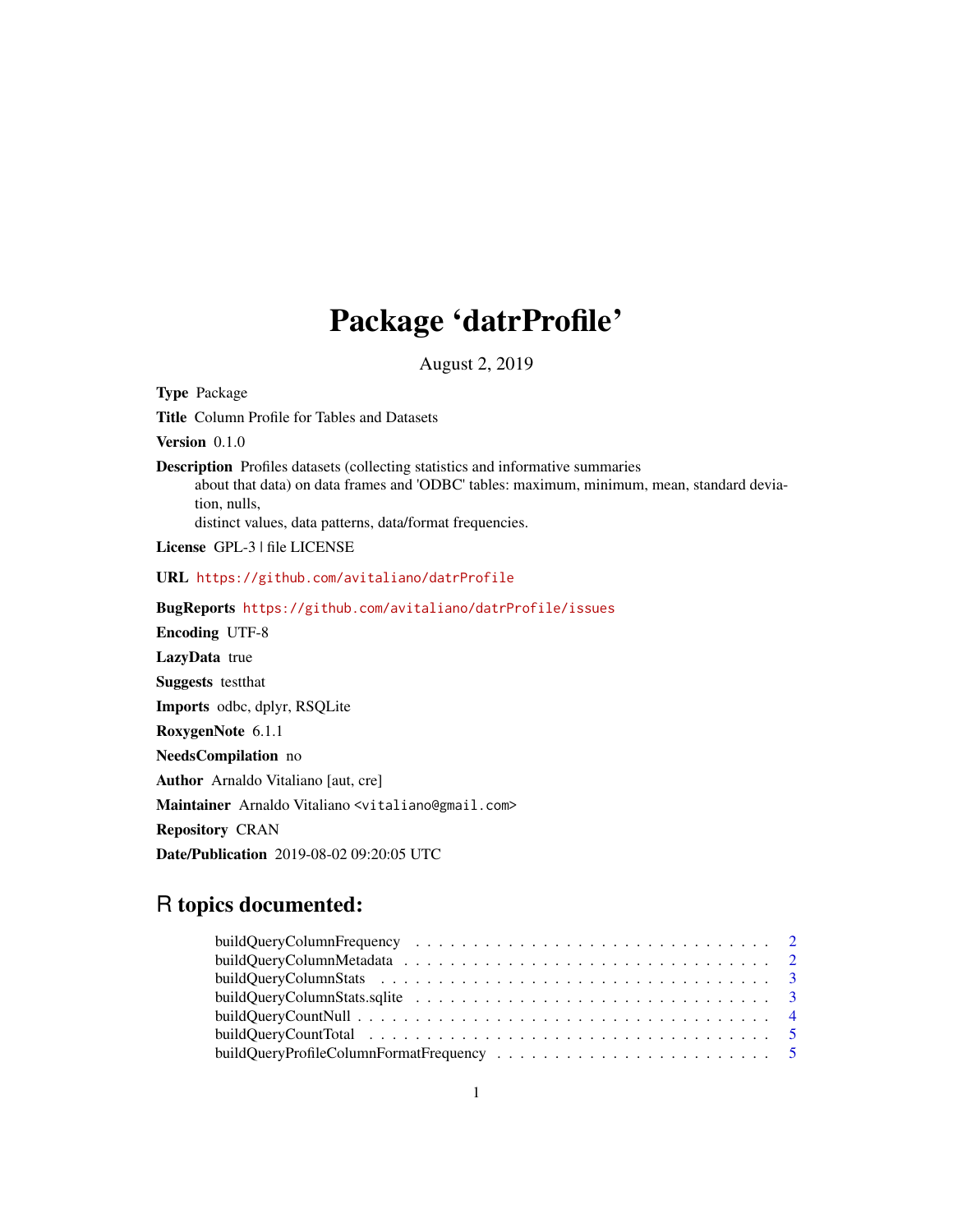# Package 'datrProfile'

August 2, 2019

**Type** Package

**Title** Column Profile for Tables and Datasets

**Version** 0.1.0

**Description** Profiles datasets (collecting statistics and informative summaries
about that data) on data frames and 'ODBC' tables: maximum, minimum, mean, standard deviation, nulls,
distinct values, data patterns, data/format frequencies.

**License** GPL-3 | file LICENSE

**URL** https://github.com/avitaliano/datrProfile

**BugReports** https://github.com/avitaliano/datrProfile/issues

**Encoding** UTF-8

**LazyData** true

**Suggests** testthat

**Imports** odbc, dplyr, RSQLite

**RoxygenNote** 6.1.1

**NeedsCompilation** no

**Author** Arnaldo Vitaliano [aut, cre]

**Maintainer** Arnaldo Vitaliano <vitaliano@gmail.com>

**Repository** CRAN

**Date/Publication** 2019-08-02 09:20:05 UTC

## R topics documented:

| | |
|---|---|
| buildQueryColumnFrequency | 2 |
| buildQueryColumnMetadata | 2 |
| buildQueryColumnStats | 3 |
| buildQueryColumnStats.sqlite | 3 |
| buildQueryCountNull | 4 |
| buildQueryCountTotal | 5 |
| buildQueryProfileColumnFormatFrequency | 5 |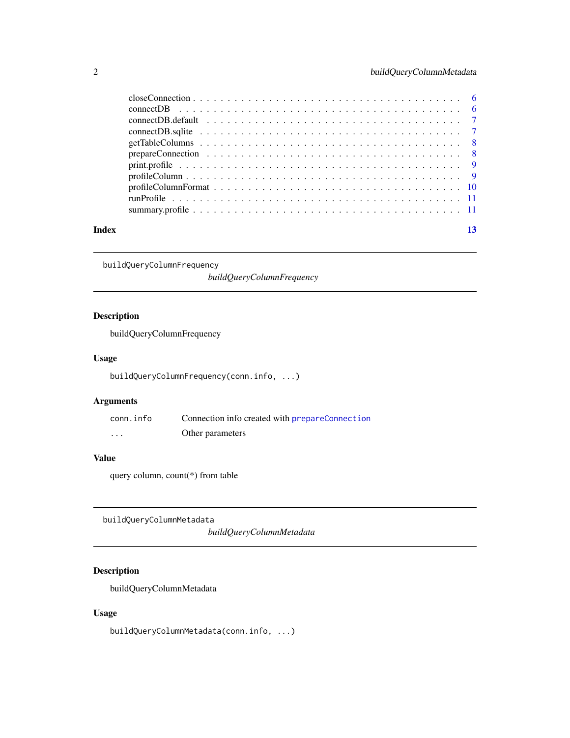closeConnection . . . . . . . . . . . . . . . . . . . . . . . . . . . . . . . . . . . . 6
connectDB . . . . . . . . . . . . . . . . . . . . . . . . . . . . . . . . . . . . . . . 6
connectDB.default . . . . . . . . . . . . . . . . . . . . . . . . . . . . . . . . . . . 7
connectDB.sqlite . . . . . . . . . . . . . . . . . . . . . . . . . . . . . . . . . . . . 7
getTableColumns . . . . . . . . . . . . . . . . . . . . . . . . . . . . . . . . . . . . 8
prepareConnection . . . . . . . . . . . . . . . . . . . . . . . . . . . . . . . . . . . 8
print.profile . . . . . . . . . . . . . . . . . . . . . . . . . . . . . . . . . . . . . . 9
profileColumn . . . . . . . . . . . . . . . . . . . . . . . . . . . . . . . . . . . . . 9
profileColumnFormat . . . . . . . . . . . . . . . . . . . . . . . . . . . . . . . . . . 10
runProfile . . . . . . . . . . . . . . . . . . . . . . . . . . . . . . . . . . . . . . . 11
summary.profile . . . . . . . . . . . . . . . . . . . . . . . . . . . . . . . . . . . . 11

**Index** 13

---

## buildQueryColumnFrequency

*buildQueryColumnFrequency*

### Description

buildQueryColumnFrequency

### Usage

```
buildQueryColumnFrequency(conn.info, ...)
```

### Arguments

| | |
|---|---|
| `conn.info` | Connection info created with `prepareConnection` |
| `...` | Other parameters |

### Value

query column, count(*) from table

---

## buildQueryColumnMetadata

*buildQueryColumnMetadata*

### Description

buildQueryColumnMetadata

### Usage

```
buildQueryColumnMetadata(conn.info, ...)
```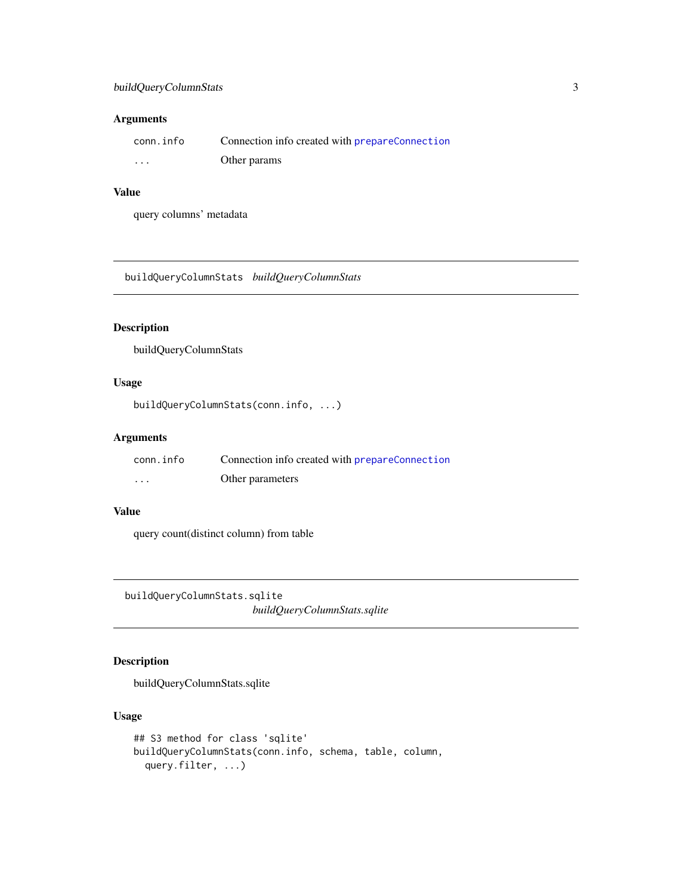### Arguments

| | |
|---|---|
| `conn.info` | Connection info created with `prepareConnection` |
| `...` | Other params |

### Value

query columns' metadata

---

## `buildQueryColumnStats` *buildQueryColumnStats*

---

### Description

buildQueryColumnStats

### Usage

```
buildQueryColumnStats(conn.info, ...)
```

### Arguments

| | |
|---|---|
| `conn.info` | Connection info created with `prepareConnection` |
| `...` | Other parameters |

### Value

query count(distinct column) from table

---

## `buildQueryColumnStats.sqlite` *buildQueryColumnStats.sqlite*

---

### Description

buildQueryColumnStats.sqlite

### Usage

```
## S3 method for class 'sqlite'
buildQueryColumnStats(conn.info, schema, table, column,
  query.filter, ...)
```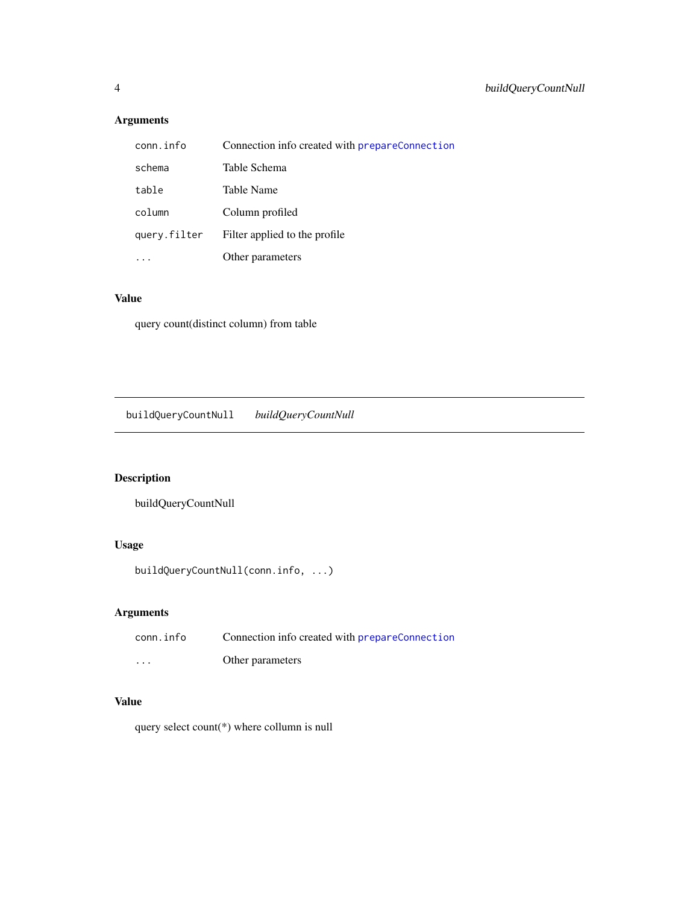### Arguments

| | |
|---|---|
| `conn.info` | Connection info created with `prepareConnection` |
| `schema` | Table Schema |
| `table` | Table Name |
| `column` | Column profiled |
| `query.filter` | Filter applied to the profile |
| `...` | Other parameters |

### Value

query count(distinct column) from table

---

## `buildQueryCountNull` *buildQueryCountNull*

---

### Description

buildQueryCountNull

### Usage

```
buildQueryCountNull(conn.info, ...)
```

### Arguments

| | |
|---|---|
| `conn.info` | Connection info created with `prepareConnection` |
| `...` | Other parameters |

### Value

query select count(*) where collumn is null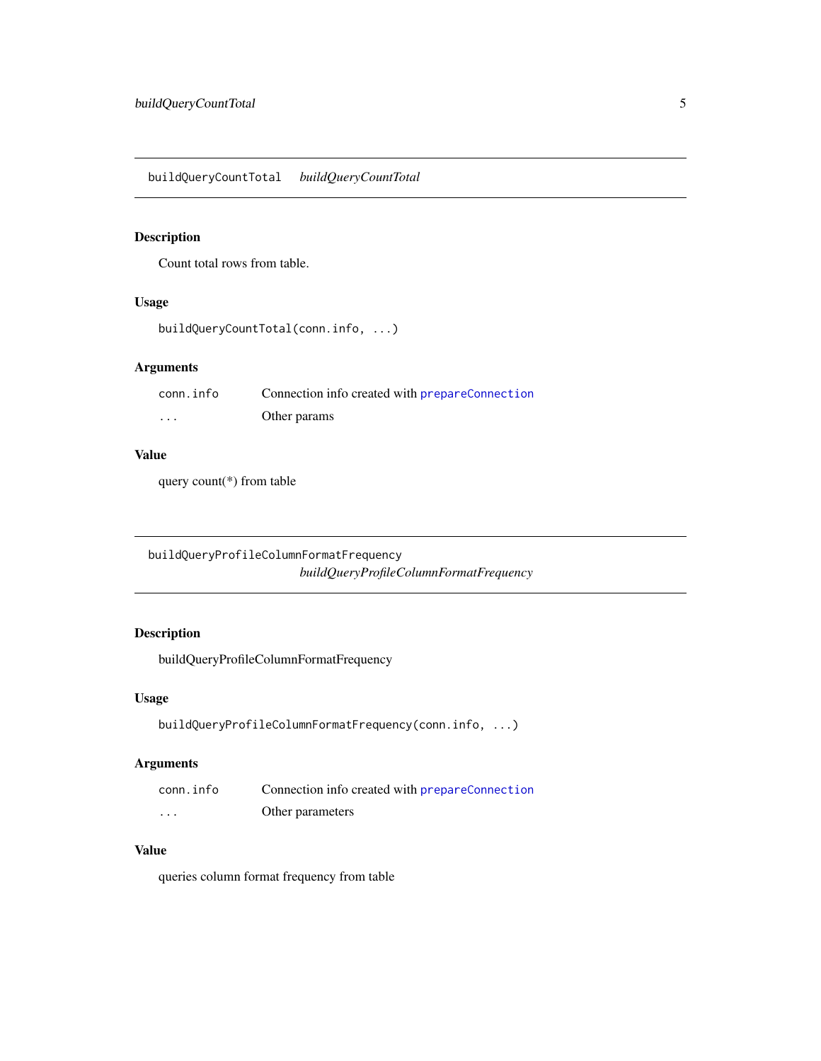## buildQueryCountTotal *buildQueryCountTotal*

### Description

Count total rows from table.

### Usage

```
buildQueryCountTotal(conn.info, ...)
```

### Arguments

| | |
|---|---|
| conn.info | Connection info created with prepareConnection |
| ... | Other params |

### Value

query count(*) from table

## buildQueryProfileColumnFormatFrequency *buildQueryProfileColumnFormatFrequency*

### Description

buildQueryProfileColumnFormatFrequency

### Usage

```
buildQueryProfileColumnFormatFrequency(conn.info, ...)
```

### Arguments

| | |
|---|---|
| conn.info | Connection info created with prepareConnection |
| ... | Other parameters |

### Value

queries column format frequency from table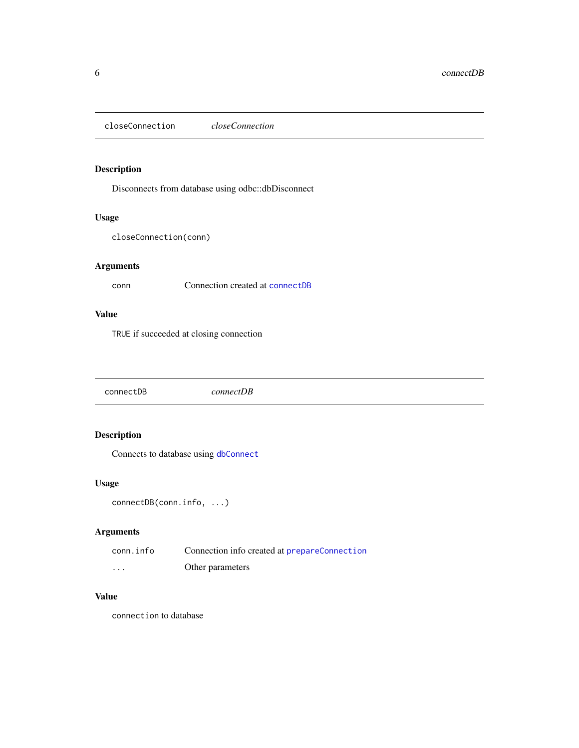## closeConnection *closeConnection*

### Description

Disconnects from database using odbc::dbDisconnect

### Usage

```
closeConnection(conn)
```

### Arguments

| | |
|---|---|
| `conn` | Connection created at `connectDB` |

### Value

`TRUE` if succeeded at closing connection

## connectDB *connectDB*

### Description

Connects to database using `dbConnect`

### Usage

```
connectDB(conn.info, ...)
```

### Arguments

| | |
|---|---|
| `conn.info` | Connection info created at `prepareConnection` |
| `...` | Other parameters |

### Value

`connection` to database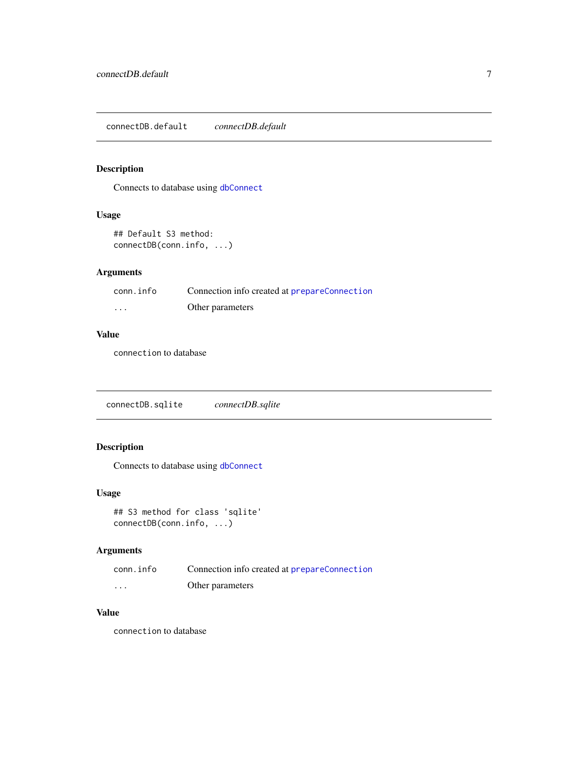## connectDB.default — *connectDB.default*

### Description

Connects to database using `dbConnect`

### Usage

```
## Default S3 method:
connectDB(conn.info, ...)
```

### Arguments

| | |
|---|---|
| `conn.info` | Connection info created at `prepareConnection` |
| `...` | Other parameters |

### Value

connection to database

## connectDB.sqlite — *connectDB.sqlite*

### Description

Connects to database using `dbConnect`

### Usage

```
## S3 method for class 'sqlite'
connectDB(conn.info, ...)
```

### Arguments

| | |
|---|---|
| `conn.info` | Connection info created at `prepareConnection` |
| `...` | Other parameters |

### Value

connection to database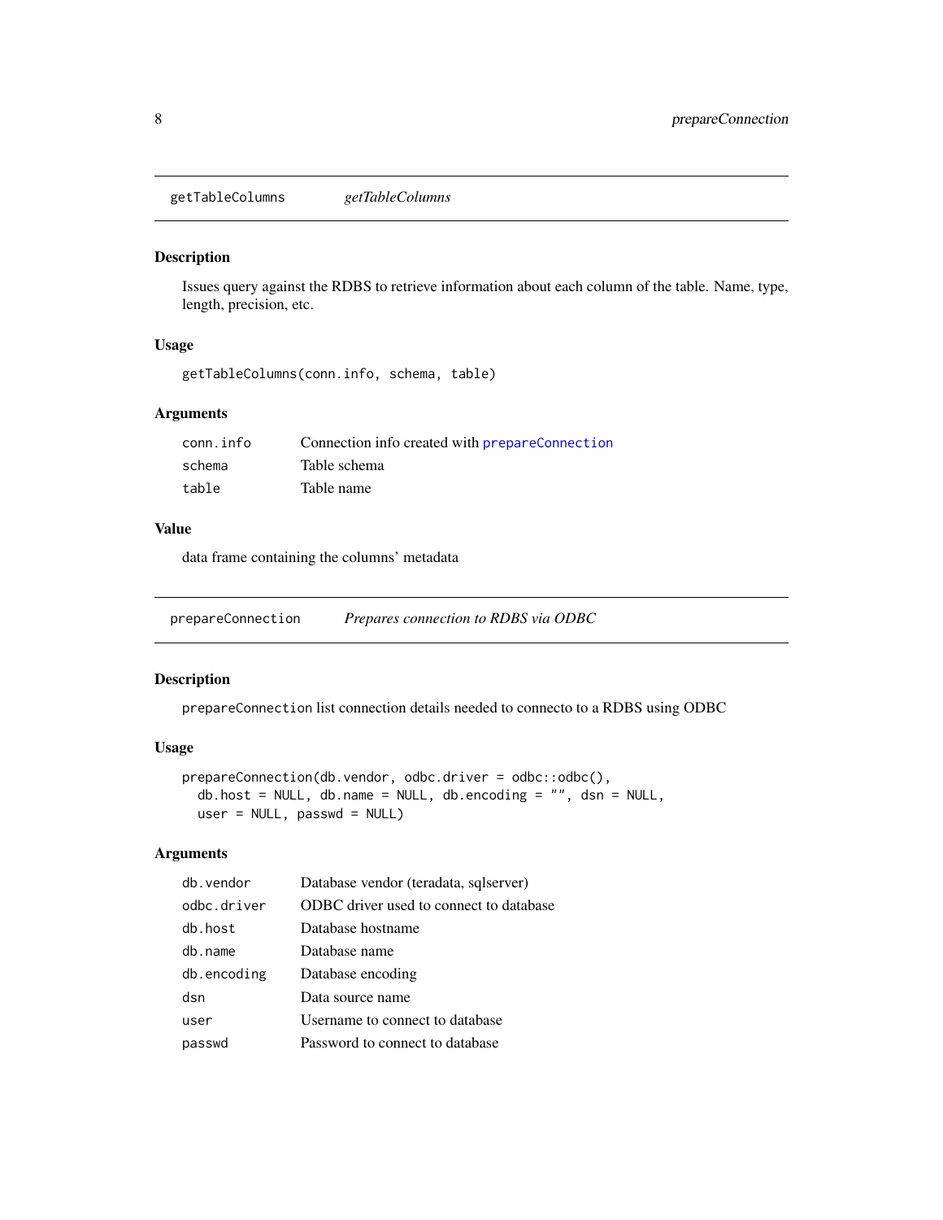## getTableColumns — *getTableColumns*

### Description

Issues query against the RDBS to retrieve information about each column of the table. Name, type, length, precision, etc.

### Usage

```
getTableColumns(conn.info, schema, table)
```

### Arguments

| | |
|---|---|
| `conn.info` | Connection info created with `prepareConnection` |
| `schema` | Table schema |
| `table` | Table name |

### Value

data frame containing the columns' metadata

## prepareConnection — *Prepares connection to RDBS via ODBC*

### Description

`prepareConnection` list connection details needed to connecto to a RDBS using ODBC

### Usage

```
prepareConnection(db.vendor, odbc.driver = odbc::odbc(),
  db.host = NULL, db.name = NULL, db.encoding = "", dsn = NULL,
  user = NULL, passwd = NULL)
```

### Arguments

| | |
|---|---|
| `db.vendor` | Database vendor (teradata, sqlserver) |
| `odbc.driver` | ODBC driver used to connect to database |
| `db.host` | Database hostname |
| `db.name` | Database name |
| `db.encoding` | Database encoding |
| `dsn` | Data source name |
| `user` | Username to connect to database |
| `passwd` | Password to connect to database |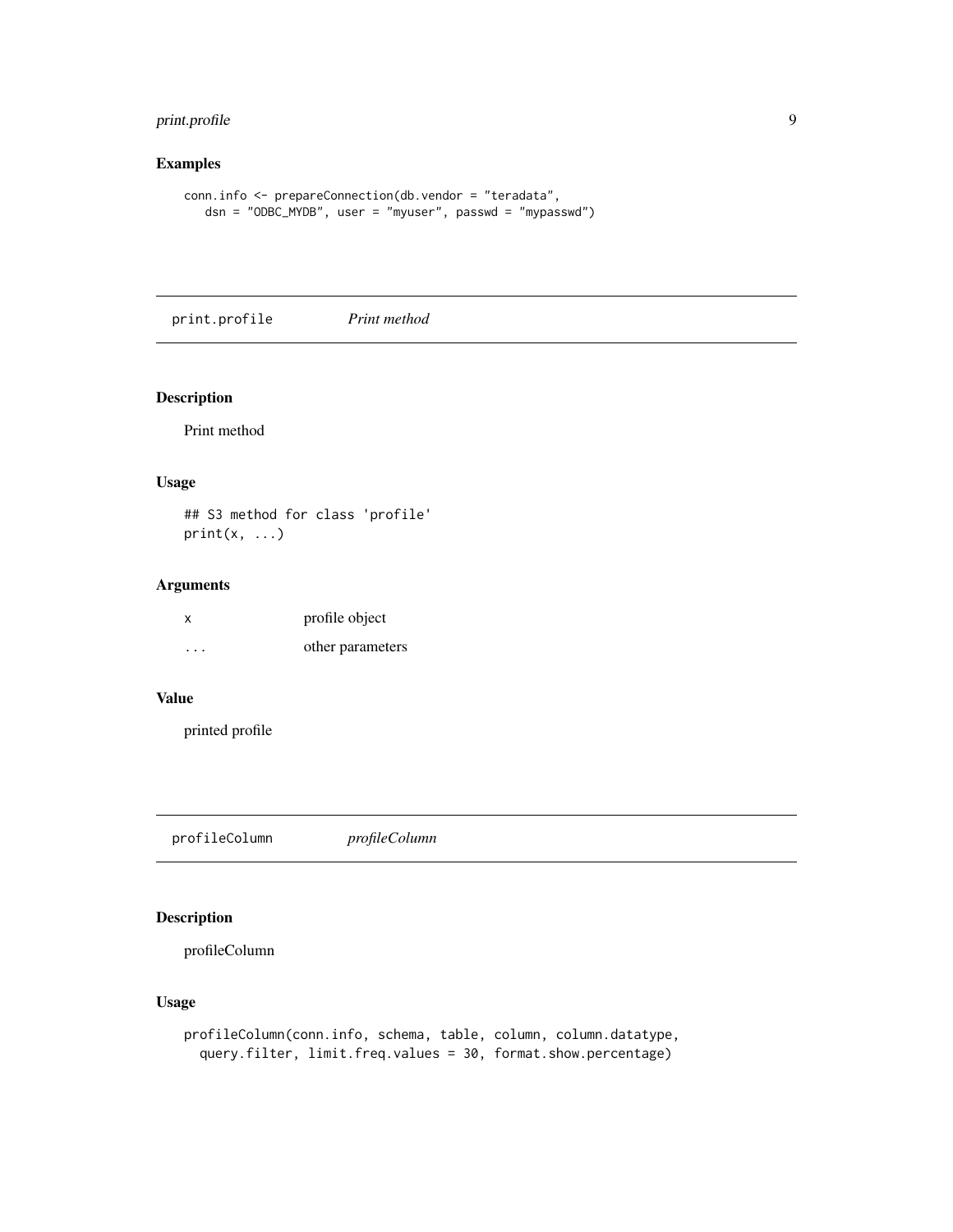## Examples

```
conn.info <- prepareConnection(db.vendor = "teradata",
   dsn = "ODBC_MYDB", user = "myuser", passwd = "mypasswd")
```

---

# print.profile *Print method*

---

## Description

Print method

## Usage

```
## S3 method for class 'profile'
print(x, ...)
```

## Arguments

| | |
|---|---|
| x | profile object |
| ... | other parameters |

## Value

printed profile

---

# profileColumn *profileColumn*

---

## Description

profileColumn

## Usage

```
profileColumn(conn.info, schema, table, column, column.datatype,
  query.filter, limit.freq.values = 30, format.show.percentage)
```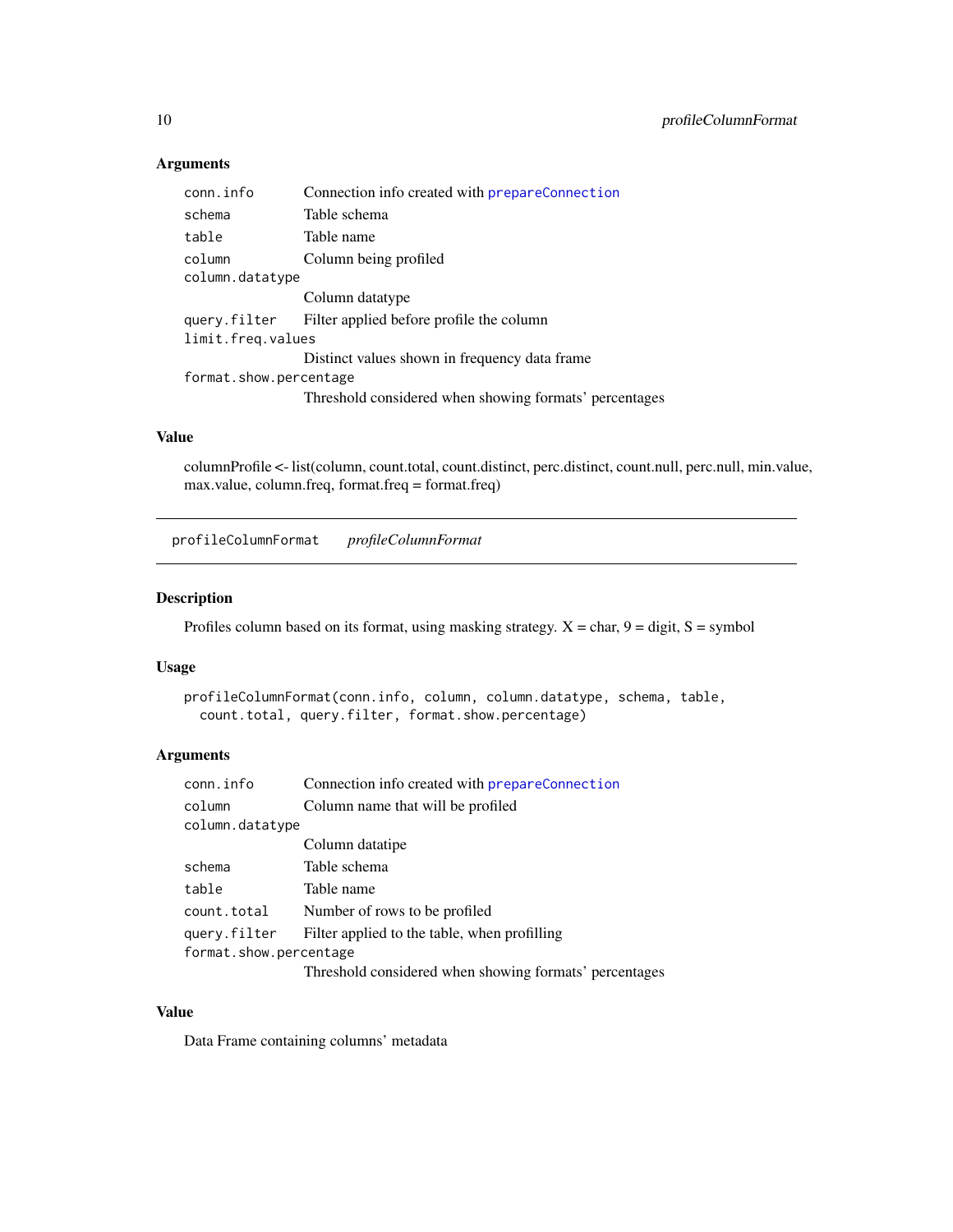### Arguments

| | |
|---|---|
| `conn.info` | Connection info created with `prepareConnection` |
| `schema` | Table schema |
| `table` | Table name |
| `column` | Column being profiled |
| `column.datatype` | Column datatype |
| `query.filter` | Filter applied before profile the column |
| `limit.freq.values` | Distinct values shown in frequency data frame |
| `format.show.percentage` | Threshold considered when showing formats' percentages |

### Value

columnProfile <- list(column, count.total, count.distinct, perc.distinct, count.null, perc.null, min.value, max.value, column.freq, format.freq = format.freq)

---

## `profileColumnFormat` *profileColumnFormat*

---

### Description

Profiles column based on its format, using masking strategy. X = char, 9 = digit, S = symbol

### Usage

```
profileColumnFormat(conn.info, column, column.datatype, schema, table,
  count.total, query.filter, format.show.percentage)
```

### Arguments

| | |
|---|---|
| `conn.info` | Connection info created with `prepareConnection` |
| `column` | Column name that will be profiled |
| `column.datatype` | Column datatipe |
| `schema` | Table schema |
| `table` | Table name |
| `count.total` | Number of rows to be profiled |
| `query.filter` | Filter applied to the table, when profilling |
| `format.show.percentage` | Threshold considered when showing formats' percentages |

### Value

Data Frame containing columns' metadata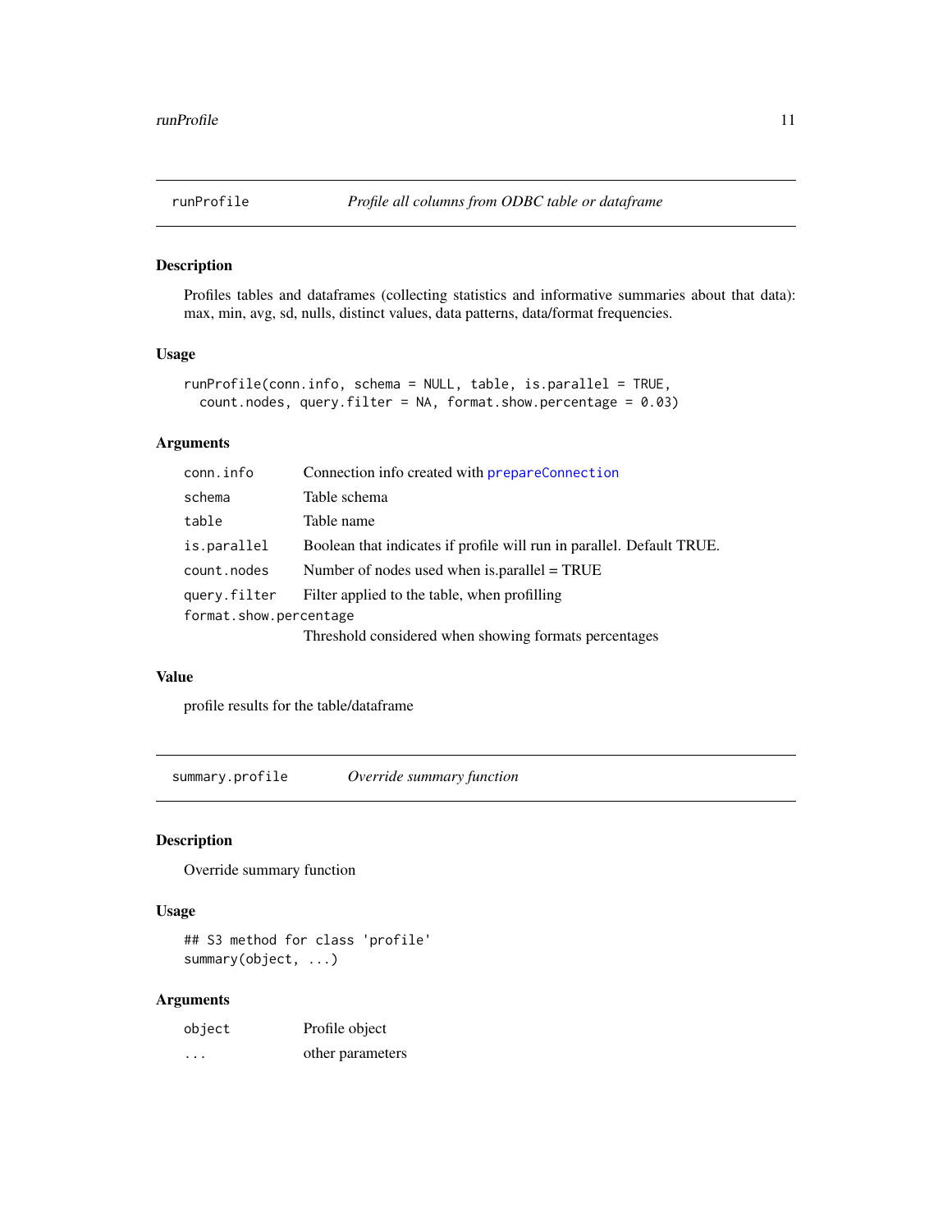## runProfile — *Profile all columns from ODBC table or dataframe*

### Description

Profiles tables and dataframes (collecting statistics and informative summaries about that data): max, min, avg, sd, nulls, distinct values, data patterns, data/format frequencies.

### Usage

```
runProfile(conn.info, schema = NULL, table, is.parallel = TRUE,
  count.nodes, query.filter = NA, format.show.percentage = 0.03)
```

### Arguments

| Argument | Description |
|---|---|
| `conn.info` | Connection info created with `prepareConnection` |
| `schema` | Table schema |
| `table` | Table name |
| `is.parallel` | Boolean that indicates if profile will run in parallel. Default TRUE. |
| `count.nodes` | Number of nodes used when is.parallel = TRUE |
| `query.filter` | Filter applied to the table, when profilling |
| `format.show.percentage` | Threshold considered when showing formats percentages |

### Value

profile results for the table/dataframe

## summary.profile — *Override summary function*

### Description

Override summary function

### Usage

```
## S3 method for class 'profile'
summary(object, ...)
```

### Arguments

| Argument | Description |
|---|---|
| `object` | Profile object |
| `...` | other parameters |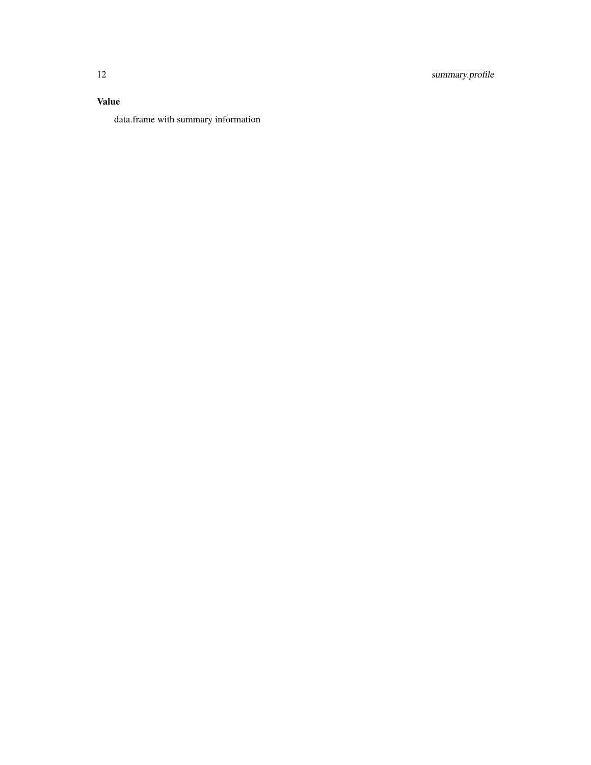### Value

data.frame with summary information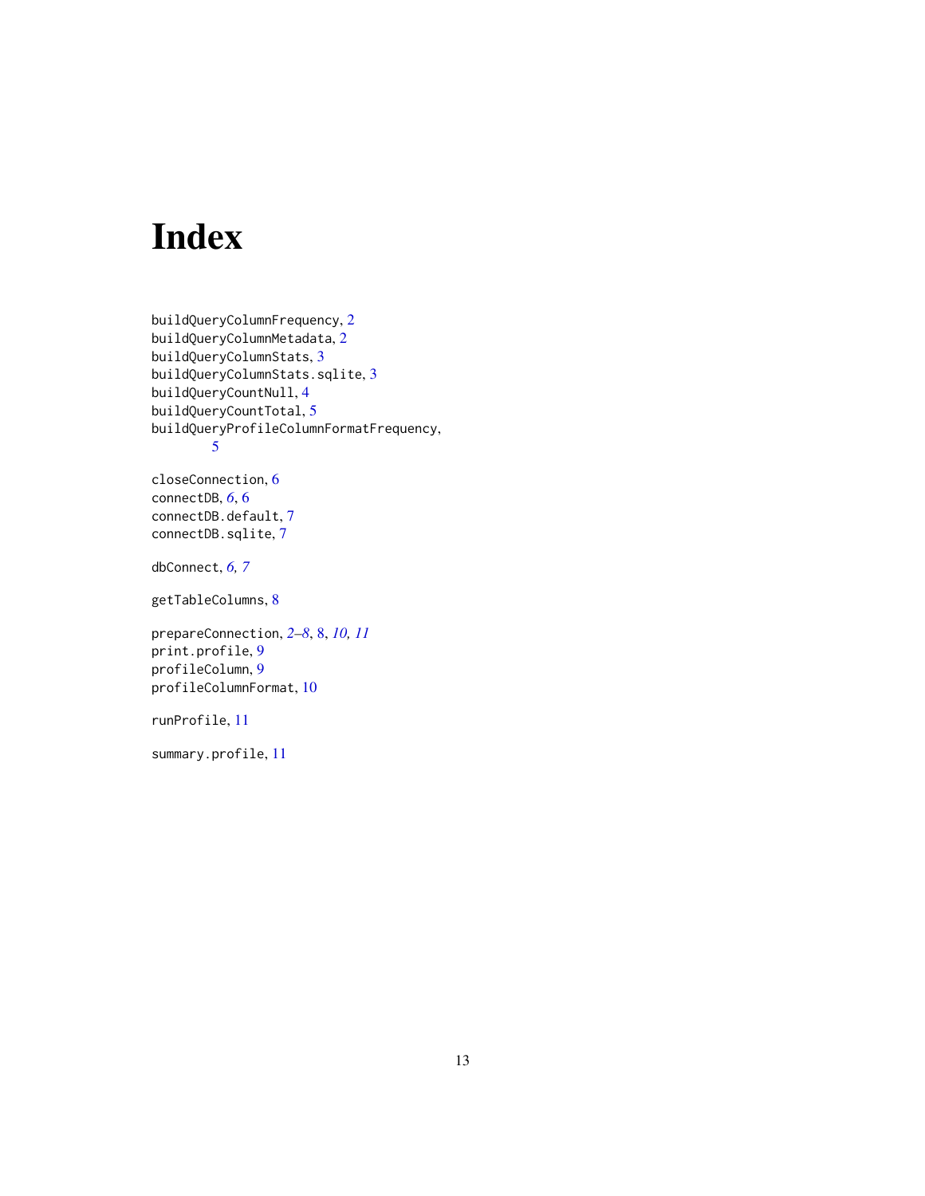# Index

buildQueryColumnFrequency, 2
buildQueryColumnMetadata, 2
buildQueryColumnStats, 3
buildQueryColumnStats.sqlite, 3
buildQueryCountNull, 4
buildQueryCountTotal, 5
buildQueryProfileColumnFormatFrequency, 5

closeConnection, 6
connectDB, *6*, 6
connectDB.default, 7
connectDB.sqlite, 7

dbConnect, *6, 7*

getTableColumns, 8

prepareConnection, *2–8*, 8, *10, 11*
print.profile, 9
profileColumn, 9
profileColumnFormat, 10

runProfile, 11

summary.profile, 11